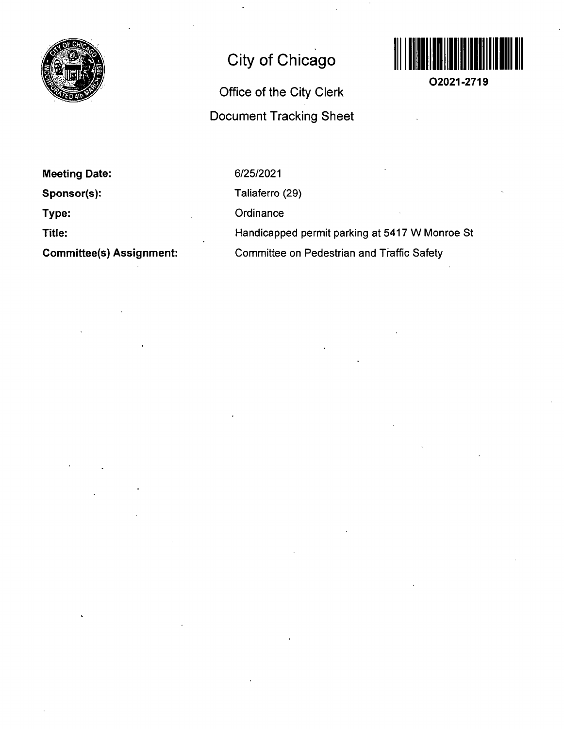# City of Chicago

## Office of the City Clerk

## Document Tracking Sheet

O2021-2719

**Meeting Date:** 6/25/2021

**Sponsor(s):** Taliaferro (29)

**Type:** Ordinance

**Title:** Handicapped permit parking at 5417 W Monroe St

**Committee(s) Assignment:** Committee on Pedestrian and Traffic Safety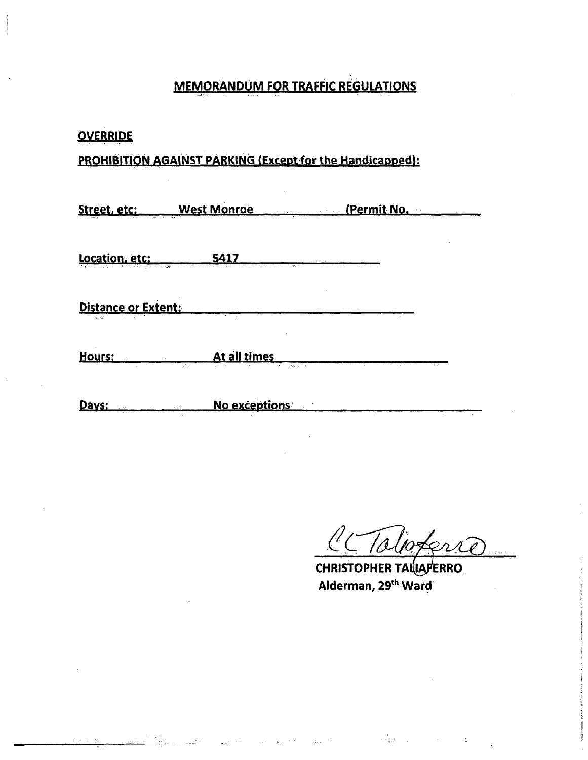# MEMORANDUM FOR TRAFFIC REGULATIONS

**OVERRIDE**

**PROHIBITION AGAINST PARKING (Except for the Handicapped):**

**Street, etc:** West Monroe (Permit No.

**Location, etc:** 5417

**Distance or Extent:**

**Hours:** At all times

**Days:** No exceptions

CHRISTOPHER TALIAFERRO
Alderman, 29th Ward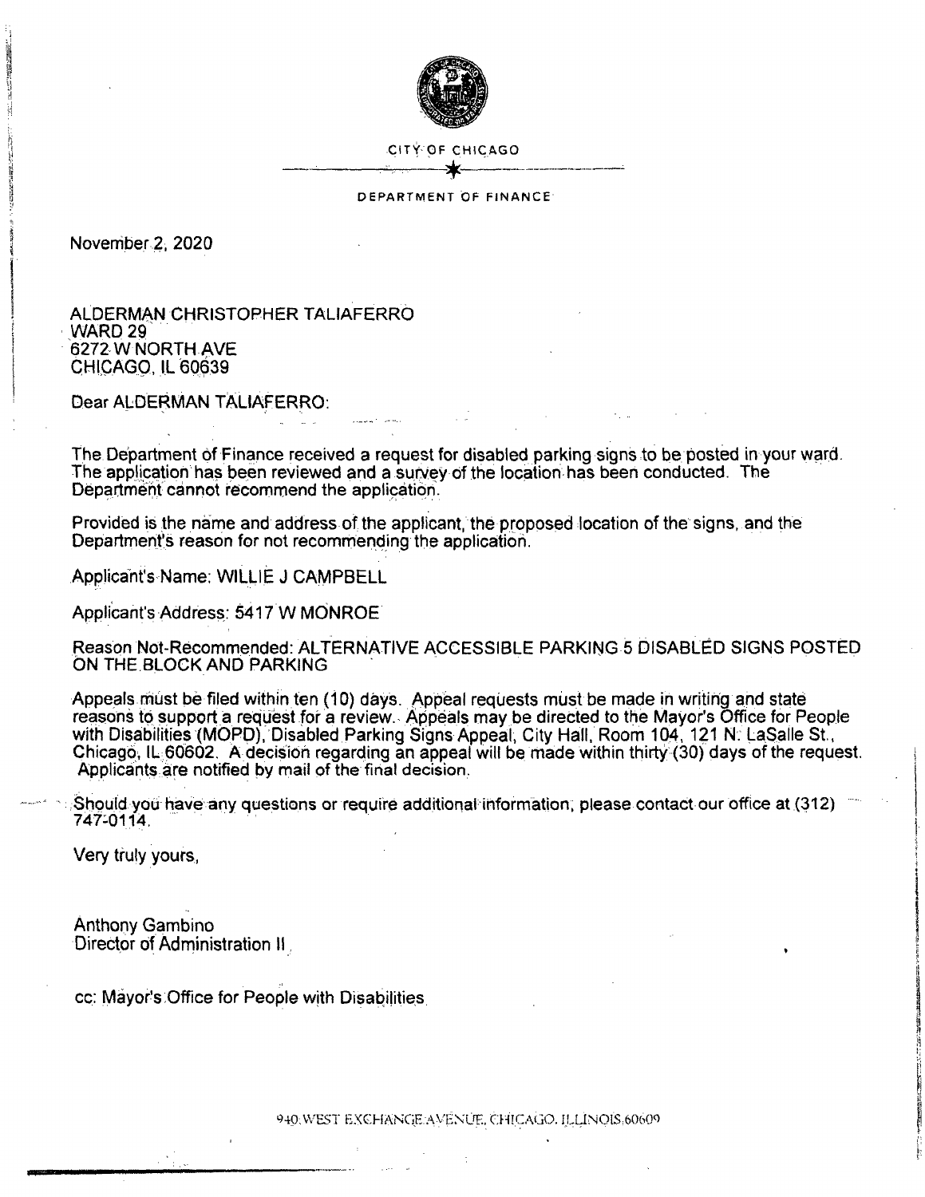CITY OF CHICAGO

DEPARTMENT OF FINANCE

November 2, 2020

ALDERMAN CHRISTOPHER TALIAFERRO
WARD 29
6272 W NORTH AVE
CHICAGO, IL 60639

Dear ALDERMAN TALIAFERRO:

The Department of Finance received a request for disabled parking signs to be posted in your ward. The application has been reviewed and a survey of the location has been conducted. The Department cannot recommend the application.

Provided is the name and address of the applicant, the proposed location of the signs, and the Department's reason for not recommending the application.

Applicant's Name: WILLIE J CAMPBELL

Applicant's Address: 5417 W MONROE

Reason Not-Recommended: ALTERNATIVE ACCESSIBLE PARKING 5 DISABLED SIGNS POSTED ON THE BLOCK AND PARKING

Appeals must be filed within ten (10) days. Appeal requests must be made in writing and state reasons to support a request for a review. Appeals may be directed to the Mayor's Office for People with Disabilities (MOPD), Disabled Parking Signs Appeal, City Hall, Room 104, 121 N. LaSalle St., Chicago, IL 60602. A decision regarding an appeal will be made within thirty (30) days of the request. Applicants are notified by mail of the final decision.

Should you have any questions or require additional information, please contact our office at (312) 747-0114.

Very truly yours,

Anthony Gambino
Director of Administration II

cc: Mayor's Office for People with Disabilities

940 WEST EXCHANGE AVENUE, CHICAGO, ILLINOIS 60609